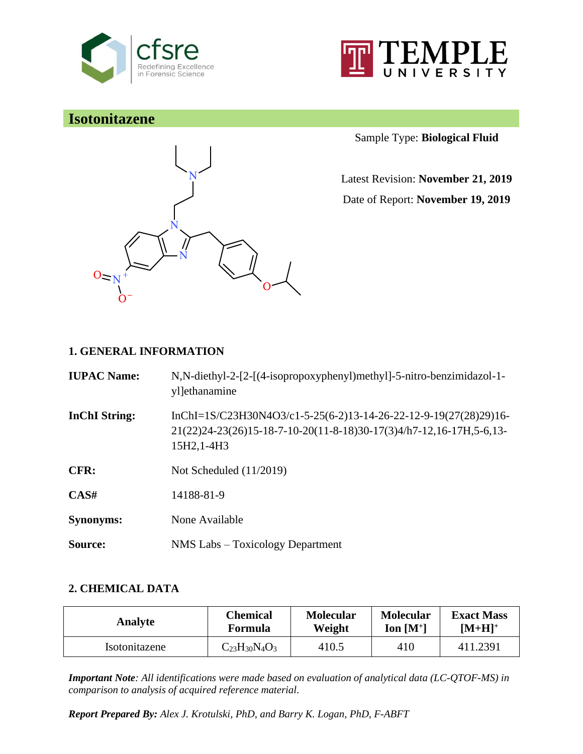# Isotonitazene

Sample Type: **Biological Fluid**

Latest Revision: **November 21, 2019**

Date of Report: **November 19, 2019**

## 1. GENERAL INFORMATION

**IUPAC Name:** N,N-diethyl-2-[2-[(4-isopropoxyphenyl)methyl]-5-nitro-benzimidazol-1-yl]ethanamine

**InChI String:** InChI=1S/C23H30N4O3/c1-5-25(6-2)13-14-26-22-12-9-19(27(28)29)16-21(22)24-23(26)15-18-7-10-20(11-8-18)30-17(3)4/h7-12,16-17H,5-6,13-15H2,1-4H3

**CFR:** Not Scheduled (11/2019)

**CAS#** 14188-81-9

**Synonyms:** None Available

**Source:** NMS Labs – Toxicology Department

## 2. CHEMICAL DATA

| Analyte | Chemical Formula | Molecular Weight | Molecular Ion [M$^+$] | Exact Mass [M+H]$^+$ |
|---|---|---|---|---|
| Isotonitazene | $C_{23}H_{30}N_4O_3$ | 410.5 | 410 | 411.2391 |

***Important Note**: All identifications were made based on evaluation of analytical data (LC-QTOF-MS) in comparison to analysis of acquired reference material.*

***Report Prepared By:** Alex J. Krotulski, PhD, and Barry K. Logan, PhD, F-ABFT*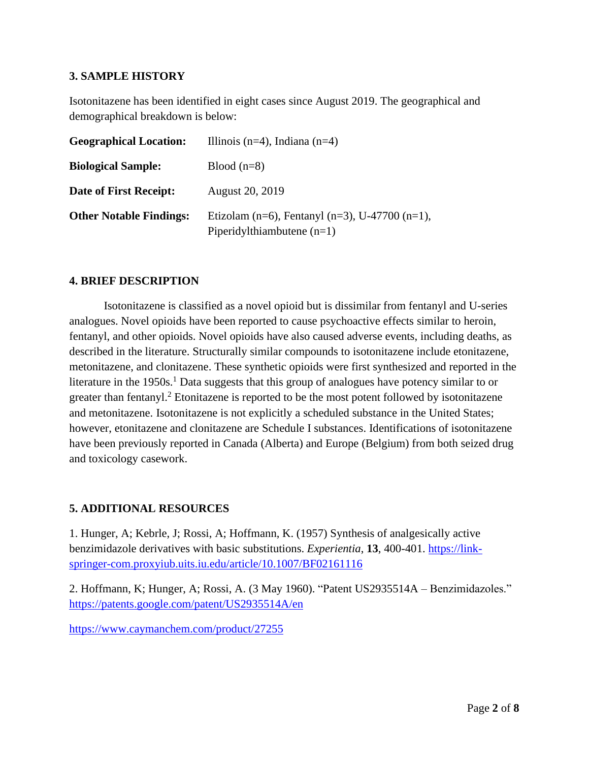## 3. SAMPLE HISTORY

Isotonitazene has been identified in eight cases since August 2019. The geographical and demographical breakdown is below:

| | |
|---|---|
| **Geographical Location:** | Illinois (n=4), Indiana (n=4) |
| **Biological Sample:** | Blood (n=8) |
| **Date of First Receipt:** | August 20, 2019 |
| **Other Notable Findings:** | Etizolam (n=6), Fentanyl (n=3), U-47700 (n=1), Piperidylthiambutene (n=1) |

## 4. BRIEF DESCRIPTION

Isotonitazene is classified as a novel opioid but is dissimilar from fentanyl and U-series analogues. Novel opioids have been reported to cause psychoactive effects similar to heroin, fentanyl, and other opioids. Novel opioids have also caused adverse events, including deaths, as described in the literature. Structurally similar compounds to isotonitazene include etonitazene, metonitazene, and clonitazene. These synthetic opioids were first synthesized and reported in the literature in the 1950s.[1] Data suggests that this group of analogues have potency similar to or greater than fentanyl.[2] Etonitazene is reported to be the most potent followed by isotonitazene and metonitazene. Isotonitazene is not explicitly a scheduled substance in the United States; however, etonitazene and clonitazene are Schedule I substances. Identifications of isotonitazene have been previously reported in Canada (Alberta) and Europe (Belgium) from both seized drug and toxicology casework.

## 5. ADDITIONAL RESOURCES

1. Hunger, A; Kebrle, J; Rossi, A; Hoffmann, K. (1957) Synthesis of analgesically active benzimidazole derivatives with basic substitutions. *Experientia*, **13**, 400-401. https://link-springer-com.proxyiub.uits.iu.edu/article/10.1007/BF02161116

2. Hoffmann, K; Hunger, A; Rossi, A. (3 May 1960). "Patent US2935514A – Benzimidazoles." https://patents.google.com/patent/US2935514A/en

https://www.caymanchem.com/product/27255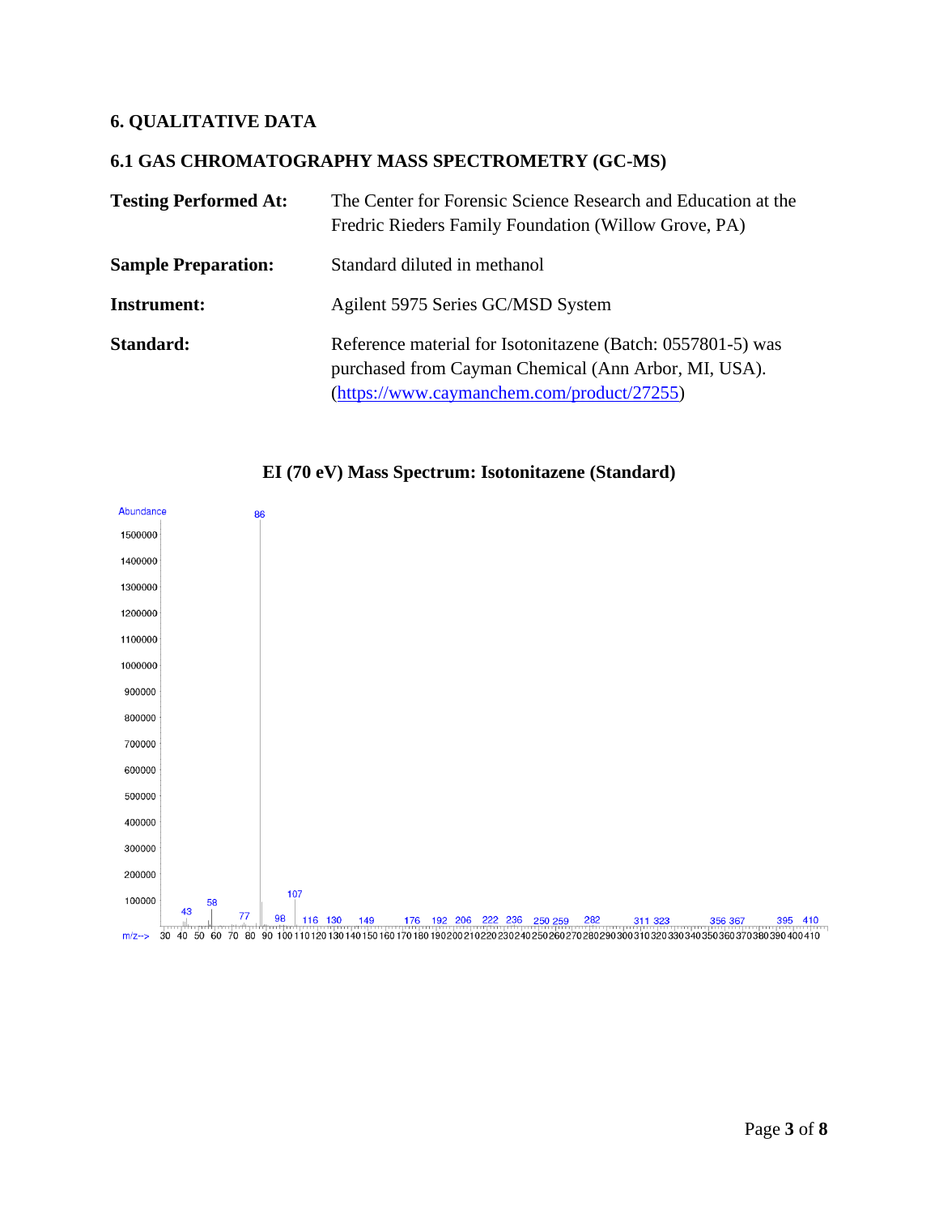## 6. QUALITATIVE DATA

### 6.1 GAS CHROMATOGRAPHY MASS SPECTROMETRY (GC-MS)

**Testing Performed At:** The Center for Forensic Science Research and Education at the Fredric Rieders Family Foundation (Willow Grove, PA)

**Sample Preparation:** Standard diluted in methanol

**Instrument:** Agilent 5975 Series GC/MSD System

**Standard:** Reference material for Isotonitazene (Batch: 0557801-5) was purchased from Cayman Chemical (Ann Arbor, MI, USA). (https://www.caymanchem.com/product/27255)

**EI (70 eV) Mass Spectrum: Isotonitazene (Standard)**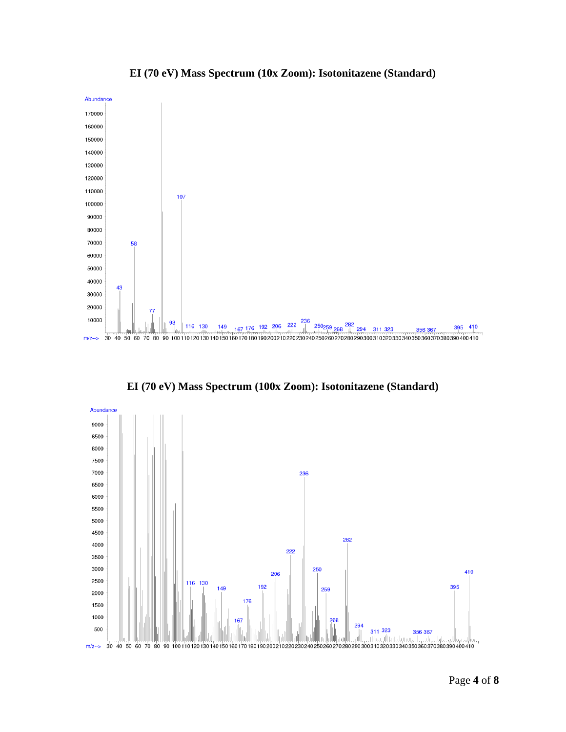## EI (70 eV) Mass Spectrum (10x Zoom): Isotonitazene (Standard)

## EI (70 eV) Mass Spectrum (100x Zoom): Isotonitazene (Standard)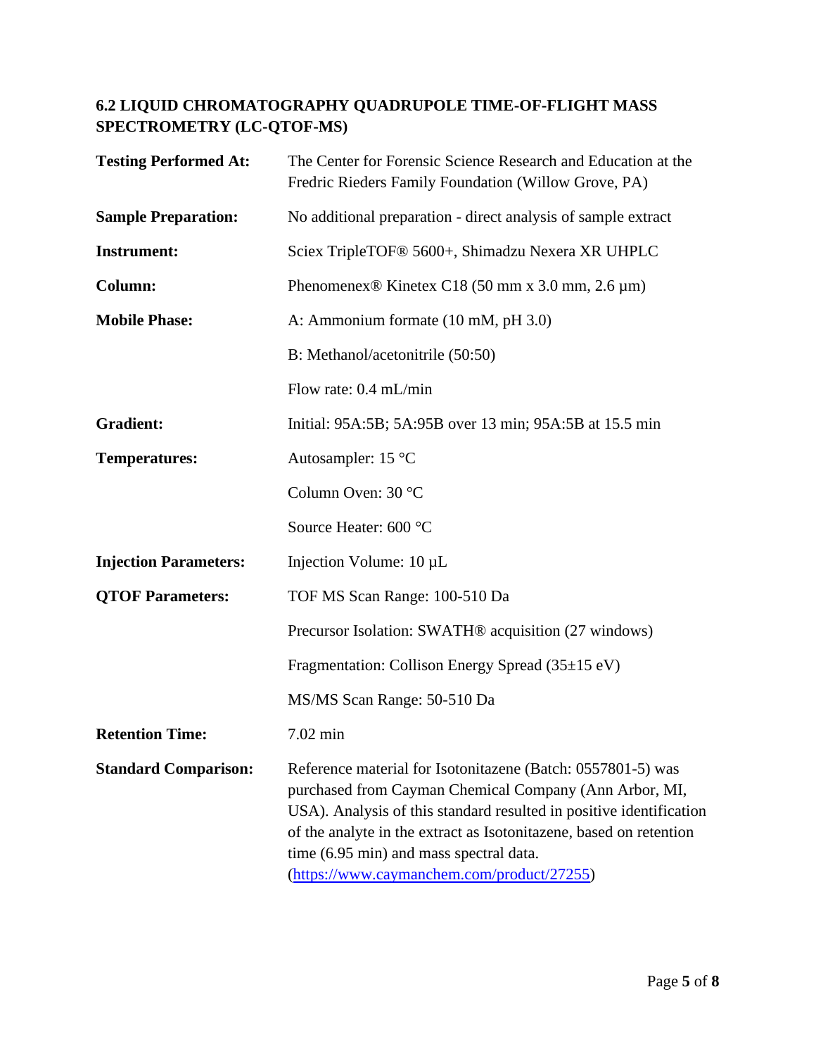## 6.2 LIQUID CHROMATOGRAPHY QUADRUPOLE TIME-OF-FLIGHT MASS SPECTROMETRY (LC-QTOF-MS)

| | |
|---|---|
| **Testing Performed At:** | The Center for Forensic Science Research and Education at the Fredric Rieders Family Foundation (Willow Grove, PA) |
| **Sample Preparation:** | No additional preparation - direct analysis of sample extract |
| **Instrument:** | Sciex TripleTOF® 5600+, Shimadzu Nexera XR UHPLC |
| **Column:** | Phenomenex® Kinetex C18 (50 mm x 3.0 mm, 2.6 µm) |
| **Mobile Phase:** | A: Ammonium formate (10 mM, pH 3.0) |
| | B: Methanol/acetonitrile (50:50) |
| | Flow rate: 0.4 mL/min |
| **Gradient:** | Initial: 95A:5B; 5A:95B over 13 min; 95A:5B at 15.5 min |
| **Temperatures:** | Autosampler: 15 °C |
| | Column Oven: 30 °C |
| | Source Heater: 600 °C |
| **Injection Parameters:** | Injection Volume: 10 µL |
| **QTOF Parameters:** | TOF MS Scan Range: 100-510 Da |
| | Precursor Isolation: SWATH® acquisition (27 windows) |
| | Fragmentation: Collison Energy Spread (35±15 eV) |
| | MS/MS Scan Range: 50-510 Da |
| **Retention Time:** | 7.02 min |
| **Standard Comparison:** | Reference material for Isotonitazene (Batch: 0557801-5) was purchased from Cayman Chemical Company (Ann Arbor, MI, USA). Analysis of this standard resulted in positive identification of the analyte in the extract as Isotonitazene, based on retention time (6.95 min) and mass spectral data. (https://www.caymanchem.com/product/27255) |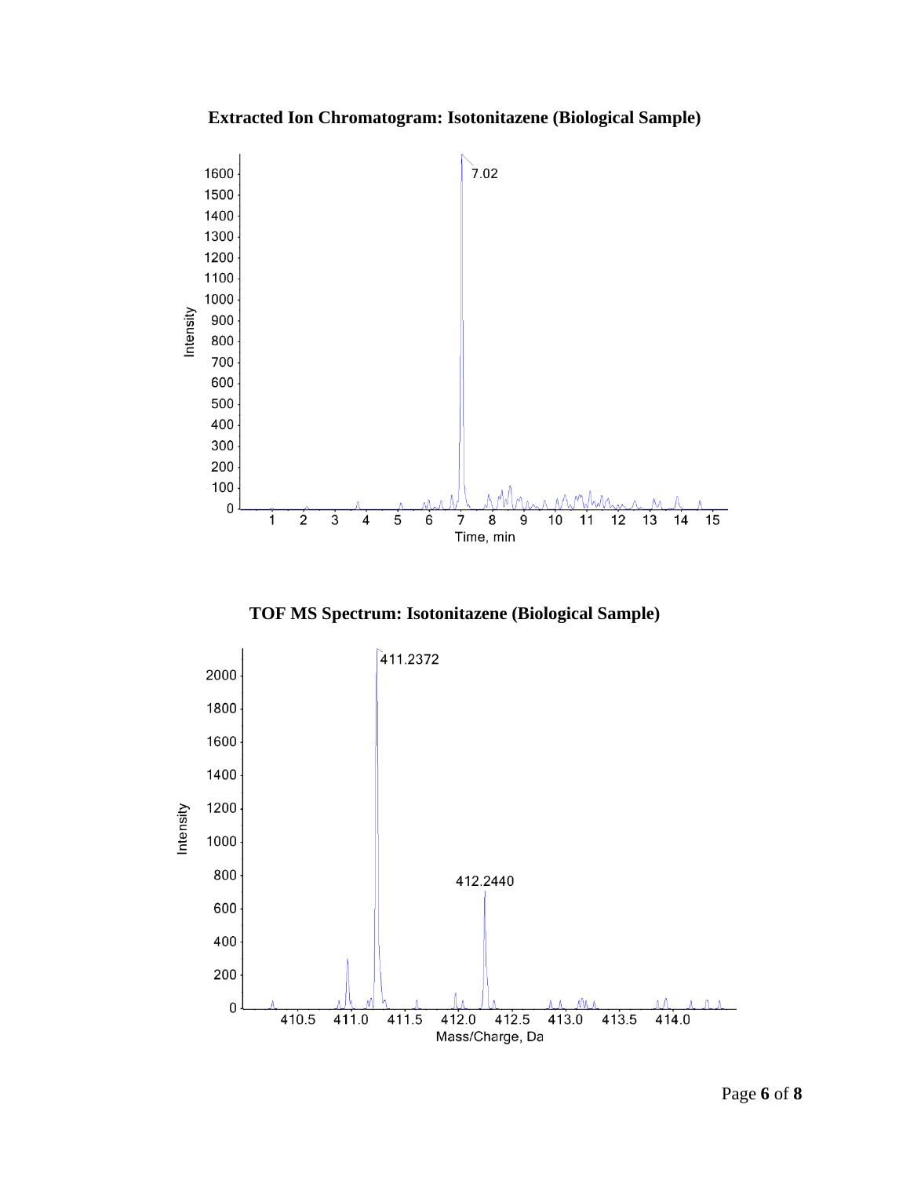**Extracted Ion Chromatogram: Isotonitazene (Biological Sample)**

**TOF MS Spectrum: Isotonitazene (Biological Sample)**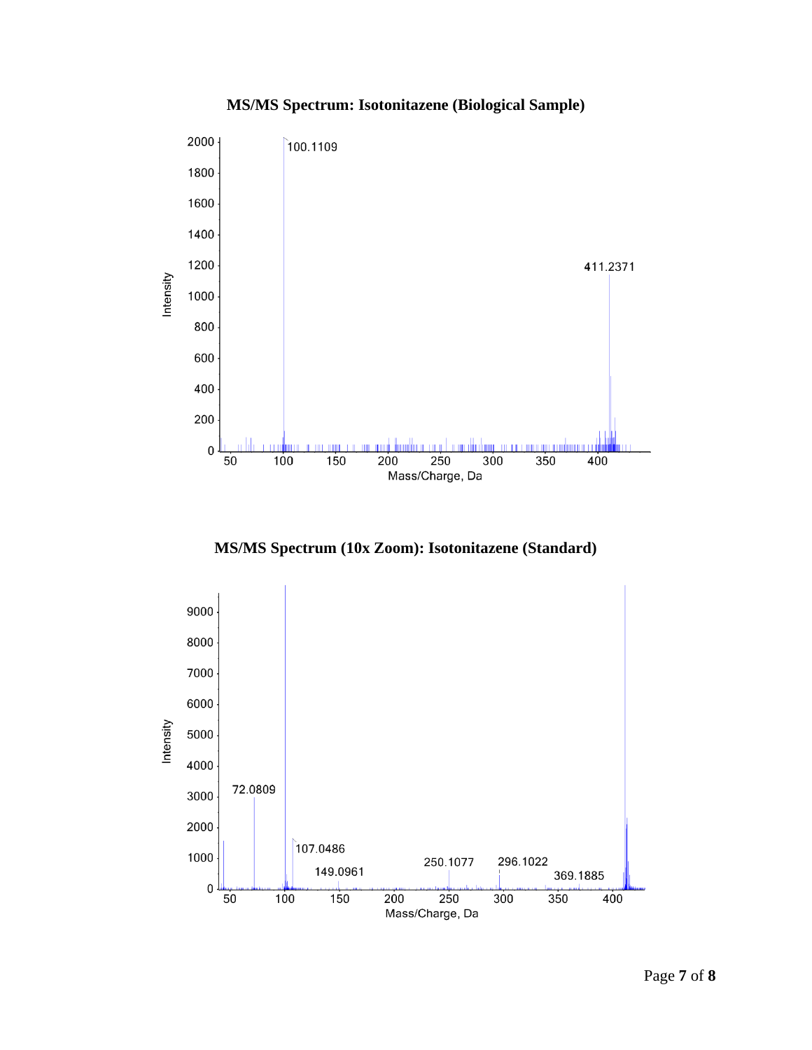**MS/MS Spectrum: Isotonitazene (Biological Sample)**

**MS/MS Spectrum (10x Zoom): Isotonitazene (Standard)**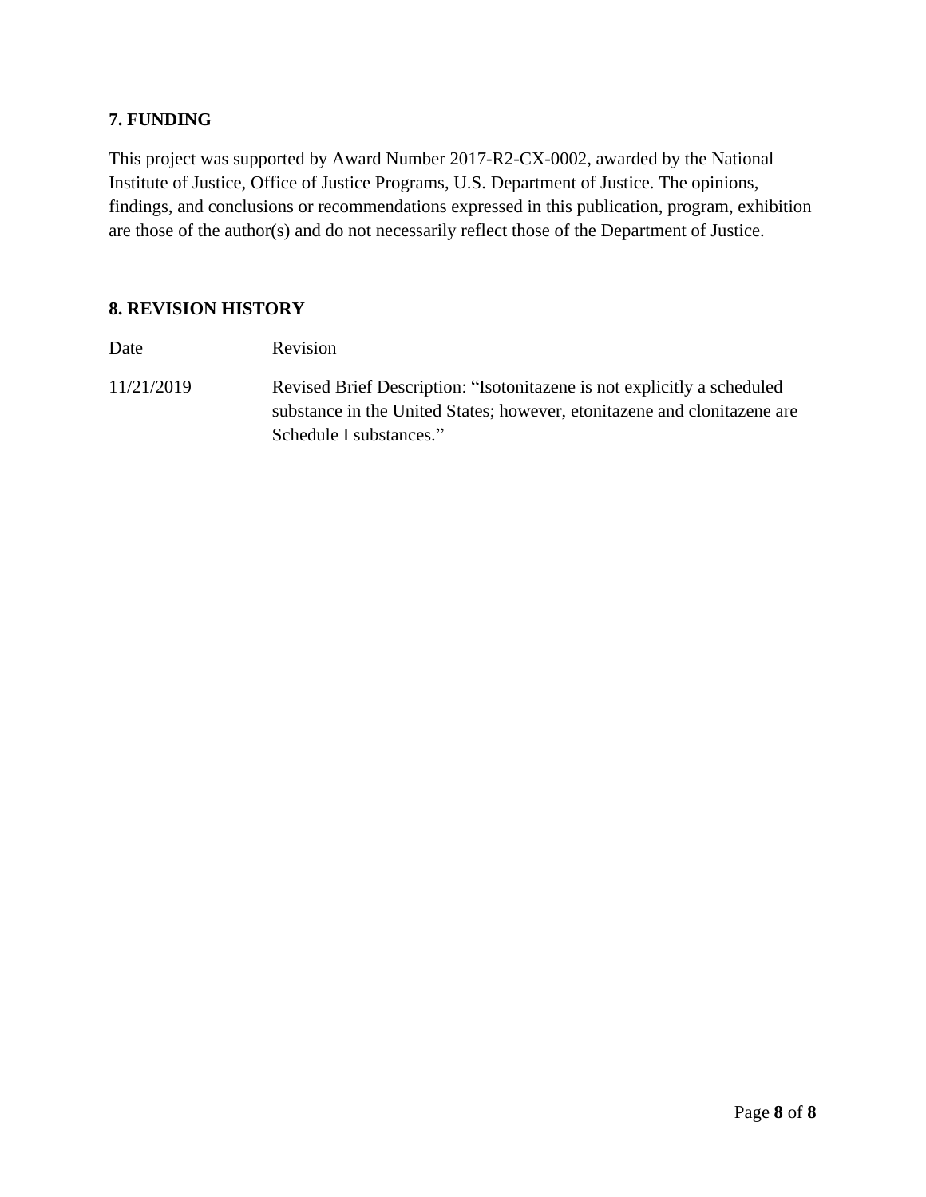## 7. FUNDING

This project was supported by Award Number 2017-R2-CX-0002, awarded by the National Institute of Justice, Office of Justice Programs, U.S. Department of Justice. The opinions, findings, and conclusions or recommendations expressed in this publication, program, exhibition are those of the author(s) and do not necessarily reflect those of the Department of Justice.

## 8. REVISION HISTORY

| Date | Revision |
|---|---|
| 11/21/2019 | Revised Brief Description: "Isotonitazene is not explicitly a scheduled substance in the United States; however, etonitazene and clonitazene are Schedule I substances." |